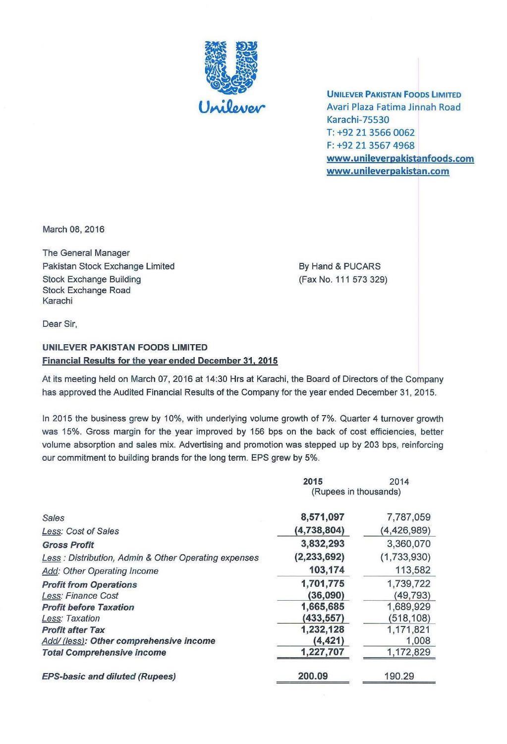**UNILEVER PAKISTAN FOODS LIMITED**
Avari Plaza Fatima Jinnah Road
Karachi-75530
T: +92 21 3566 0062
F: +92 21 3567 4968
www.unileverpakistanfoods.com
www.unileverpakistan.com

March 08, 2016

The General Manager
Pakistan Stock Exchange Limited
Stock Exchange Building
Stock Exchange Road
Karachi

By Hand & PUCARS
(Fax No. 111 573 329)

Dear Sir,

**UNILEVER PAKISTAN FOODS LIMITED**
**Financial Results for the year ended December 31, 2015**

At its meeting held on March 07, 2016 at 14:30 Hrs at Karachi, the Board of Directors of the Company has approved the Audited Financial Results of the Company for the year ended December 31, 2015.

In 2015 the business grew by 10%, with underlying volume growth of 7%. Quarter 4 turnover growth was 15%. Gross margin for the year improved by 156 bps on the back of cost efficiencies, better volume absorption and sales mix. Advertising and promotion was stepped up by 203 bps, reinforcing our commitment to building brands for the long term. EPS grew by 5%.

| | **2015** | 2014 |
|---|---|---|
| | (Rupees in thousands) | |
| *Sales* | **8,571,097** | 7,787,059 |
| *Less: Cost of Sales* | **(4,738,804)** | (4,426,989) |
| ***Gross Profit*** | **3,832,293** | 3,360,070 |
| *Less : Distribution, Admin & Other Operating expenses* | **(2,233,692)** | (1,733,930) |
| *Add: Other Operating Income* | **103,174** | 113,582 |
| ***Profit from Operations*** | **1,701,775** | 1,739,722 |
| *Less: Finance Cost* | **(36,090)** | (49,793) |
| ***Profit before Taxation*** | **1,665,685** | 1,689,929 |
| *Less: Taxation* | **(433,557)** | (518,108) |
| ***Profit after Tax*** | **1,232,128** | 1,171,821 |
| ***Add/ (less): Other comprehensive income*** | **(4,421)** | 1,008 |
| ***Total Comprehensive income*** | **1,227,707** | 1,172,829 |
| ***EPS-basic and diluted (Rupees)*** | **200.09** | 190.29 |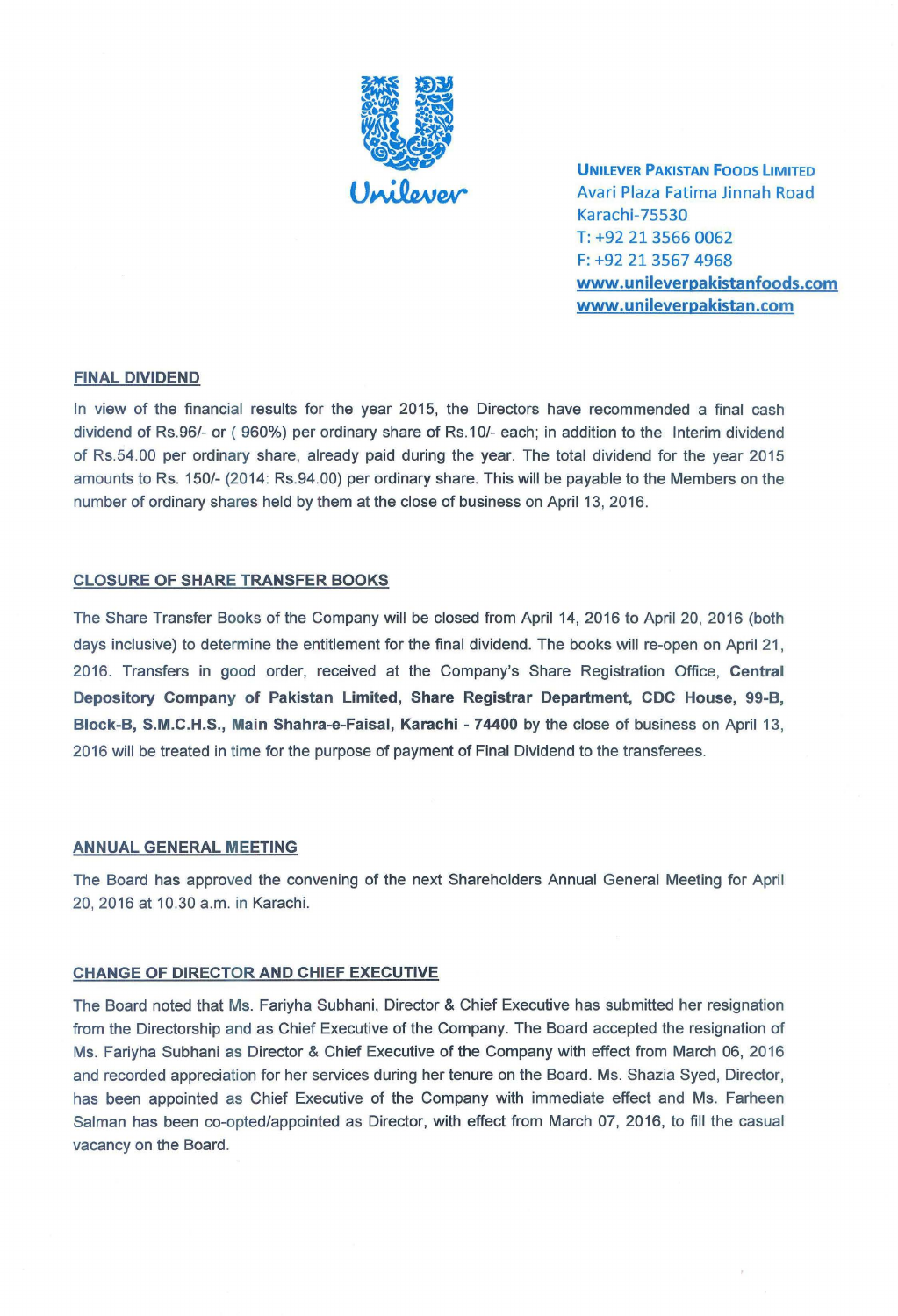**UNILEVER PAKISTAN FOODS LIMITED**
Avari Plaza Fatima Jinnah Road
Karachi-75530
T: +92 21 3566 0062
F: +92 21 3567 4968
www.unileverpakistanfoods.com
www.unileverpakistan.com

## FINAL DIVIDEND

In view of the financial results for the year 2015, the Directors have recommended a final cash dividend of Rs.96/- or ( 960%) per ordinary share of Rs.10/- each; in addition to the Interim dividend of Rs.54.00 per ordinary share, already paid during the year. The total dividend for the year 2015 amounts to Rs. 150/- (2014: Rs.94.00) per ordinary share. This will be payable to the Members on the number of ordinary shares held by them at the close of business on April 13, 2016.

## CLOSURE OF SHARE TRANSFER BOOKS

The Share Transfer Books of the Company will be closed from April 14, 2016 to April 20, 2016 (both days inclusive) to determine the entitlement for the final dividend. The books will re-open on April 21, 2016. Transfers in good order, received at the Company's Share Registration Office, **Central Depository Company of Pakistan Limited, Share Registrar Department, CDC House, 99-B, Block-B, S.M.C.H.S., Main Shahra-e-Faisal, Karachi - 74400** by the close of business on April 13, 2016 will be treated in time for the purpose of payment of Final Dividend to the transferees.

## ANNUAL GENERAL MEETING

The Board has approved the convening of the next Shareholders Annual General Meeting for April 20, 2016 at 10.30 a.m. in Karachi.

## CHANGE OF DIRECTOR AND CHIEF EXECUTIVE

The Board noted that Ms. Fariyha Subhani, Director & Chief Executive has submitted her resignation from the Directorship and as Chief Executive of the Company. The Board accepted the resignation of Ms. Fariyha Subhani as Director & Chief Executive of the Company with effect from March 06, 2016 and recorded appreciation for her services during her tenure on the Board. Ms. Shazia Syed, Director, has been appointed as Chief Executive of the Company with immediate effect and Ms. Farheen Salman has been co-opted/appointed as Director, with effect from March 07, 2016, to fill the casual vacancy on the Board.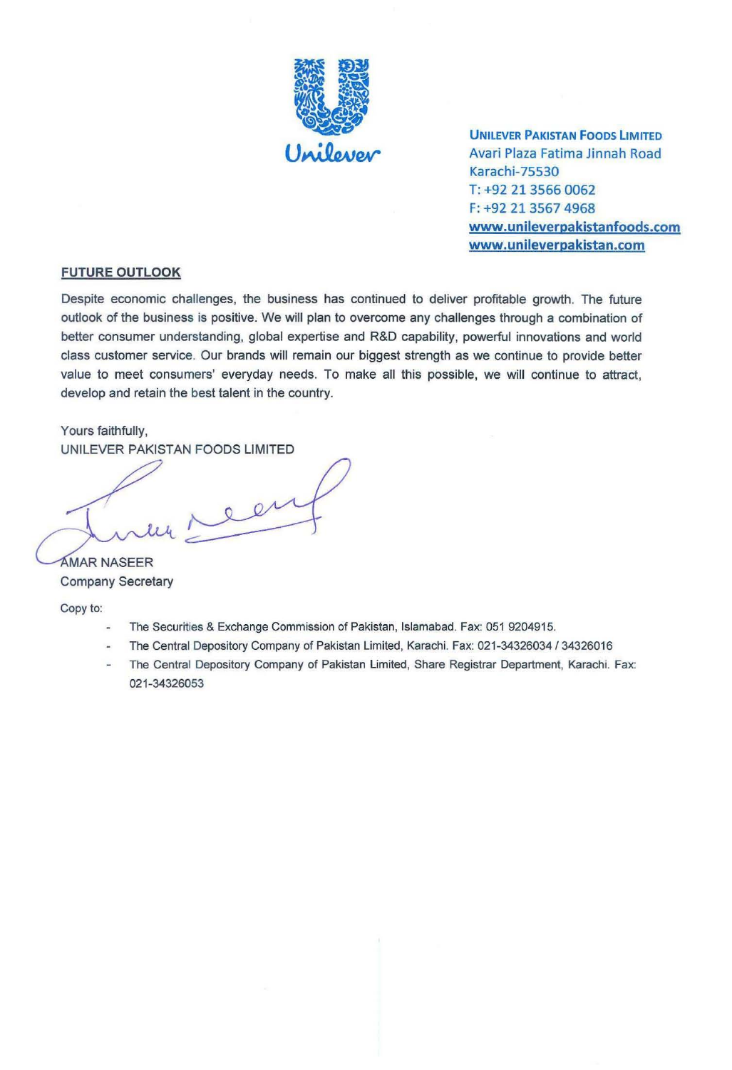**UNILEVER PAKISTAN FOODS LIMITED**
Avari Plaza Fatima Jinnah Road
Karachi-75530
T: +92 21 3566 0062
F: +92 21 3567 4968
www.unileverpakistanfoods.com
www.unileverpakistan.com

**FUTURE OUTLOOK**

Despite economic challenges, the business has continued to deliver profitable growth. The future outlook of the business is positive. We will plan to overcome any challenges through a combination of better consumer understanding, global expertise and R&D capability, powerful innovations and world class customer service. Our brands will remain our biggest strength as we continue to provide better value to meet consumers' everyday needs. To make all this possible, we will continue to attract, develop and retain the best talent in the country.

Yours faithfully,
UNILEVER PAKISTAN FOODS LIMITED

AMAR NASEER
Company Secretary

Copy to:

- The Securities & Exchange Commission of Pakistan, Islamabad. Fax: 051 9204915.
- The Central Depository Company of Pakistan Limited, Karachi. Fax: 021-34326034 / 34326016
- The Central Depository Company of Pakistan Limited, Share Registrar Department, Karachi. Fax: 021-34326053